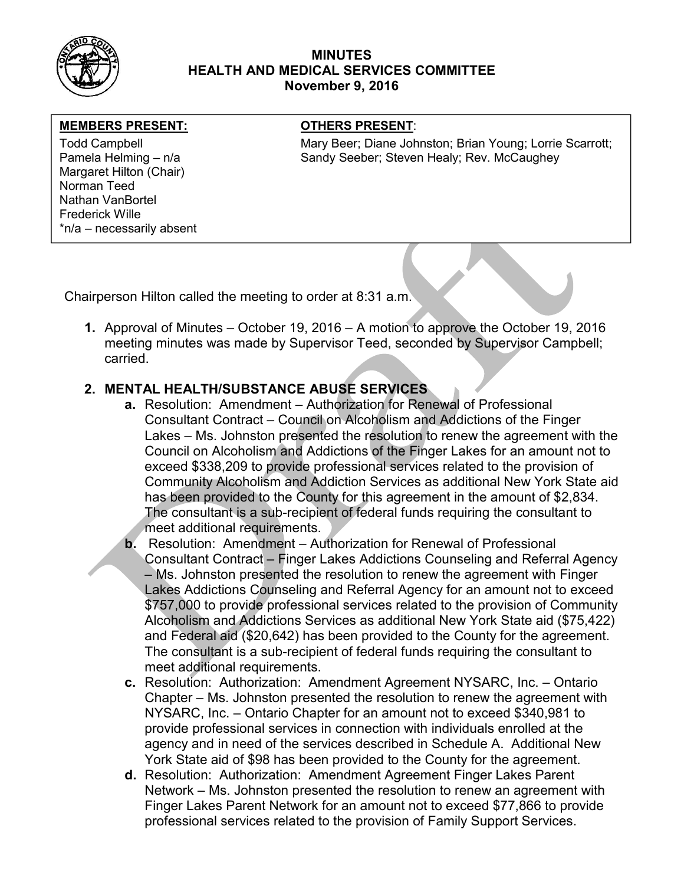# MINUTES
## HEALTH AND MEDICAL SERVICES COMMITTEE
### November 9, 2016

| MEMBERS PRESENT: | OTHERS PRESENT: |
|---|---|
| Todd Campbell<br>Pamela Helming – n/a<br>Margaret Hilton (Chair)<br>Norman Teed<br>Nathan VanBortel<br>Frederick Wille<br>*n/a – necessarily absent | Mary Beer; Diane Johnston; Brian Young; Lorrie Scarrott; Sandy Seeber; Steven Healy; Rev. McCaughey |

Chairperson Hilton called the meeting to order at 8:31 a.m.

1. Approval of Minutes – October 19, 2016 – A motion to approve the October 19, 2016 meeting minutes was made by Supervisor Teed, seconded by Supervisor Campbell; carried.

2. **MENTAL HEALTH/SUBSTANCE ABUSE SERVICES**
   a. Resolution: Amendment – Authorization for Renewal of Professional Consultant Contract – Council on Alcoholism and Addictions of the Finger Lakes – Ms. Johnston presented the resolution to renew the agreement with the Council on Alcoholism and Addictions of the Finger Lakes for an amount not to exceed $338,209 to provide professional services related to the provision of Community Alcoholism and Addiction Services as additional New York State aid has been provided to the County for this agreement in the amount of $2,834. The consultant is a sub-recipient of federal funds requiring the consultant to meet additional requirements.
   
   b. Resolution: Amendment – Authorization for Renewal of Professional Consultant Contract – Finger Lakes Addictions Counseling and Referral Agency – Ms. Johnston presented the resolution to renew the agreement with Finger Lakes Addictions Counseling and Referral Agency for an amount not to exceed $757,000 to provide professional services related to the provision of Community Alcoholism and Addictions Services as additional New York State aid ($75,422) and Federal aid ($20,642) has been provided to the County for the agreement. The consultant is a sub-recipient of federal funds requiring the consultant to meet additional requirements.
   
   c. Resolution: Authorization: Amendment Agreement NYSARC, Inc. – Ontario Chapter – Ms. Johnston presented the resolution to renew the agreement with NYSARC, Inc. – Ontario Chapter for an amount not to exceed $340,981 to provide professional services in connection with individuals enrolled at the agency and in need of the services described in Schedule A. Additional New York State aid of $98 has been provided to the County for the agreement.
   
   d. Resolution: Authorization: Amendment Agreement Finger Lakes Parent Network – Ms. Johnston presented the resolution to renew an agreement with Finger Lakes Parent Network for an amount not to exceed $77,866 to provide professional services related to the provision of Family Support Services.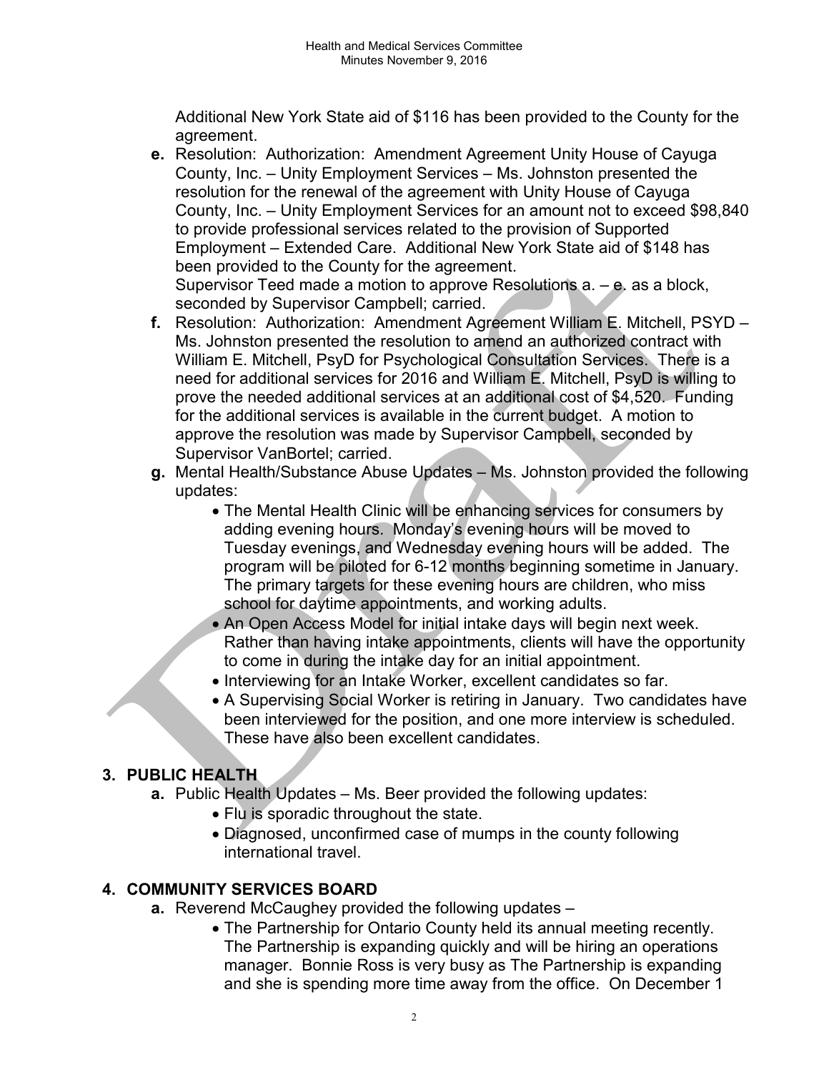Additional New York State aid of $116 has been provided to the County for the agreement.

- **e.** Resolution: Authorization: Amendment Agreement Unity House of Cayuga County, Inc. – Unity Employment Services – Ms. Johnston presented the resolution for the renewal of the agreement with Unity House of Cayuga County, Inc. – Unity Employment Services for an amount not to exceed $98,840 to provide professional services related to the provision of Supported Employment – Extended Care. Additional New York State aid of $148 has been provided to the County for the agreement.
  Supervisor Teed made a motion to approve Resolutions a. – e. as a block, seconded by Supervisor Campbell; carried.
- **f.** Resolution: Authorization: Amendment Agreement William E. Mitchell, PSYD – Ms. Johnston presented the resolution to amend an authorized contract with William E. Mitchell, PsyD for Psychological Consultation Services. There is a need for additional services for 2016 and William E. Mitchell, PsyD is willing to prove the needed additional services at an additional cost of $4,520. Funding for the additional services is available in the current budget. A motion to approve the resolution was made by Supervisor Campbell, seconded by Supervisor VanBortel; carried.
- **g.** Mental Health/Substance Abuse Updates – Ms. Johnston provided the following updates:
  - The Mental Health Clinic will be enhancing services for consumers by adding evening hours. Monday's evening hours will be moved to Tuesday evenings, and Wednesday evening hours will be added. The program will be piloted for 6-12 months beginning sometime in January. The primary targets for these evening hours are children, who miss school for daytime appointments, and working adults.
  - An Open Access Model for initial intake days will begin next week. Rather than having intake appointments, clients will have the opportunity to come in during the intake day for an initial appointment.
  - Interviewing for an Intake Worker, excellent candidates so far.
  - A Supervising Social Worker is retiring in January. Two candidates have been interviewed for the position, and one more interview is scheduled. These have also been excellent candidates.

## 3. PUBLIC HEALTH

- **a.** Public Health Updates – Ms. Beer provided the following updates:
  - Flu is sporadic throughout the state.
  - Diagnosed, unconfirmed case of mumps in the county following international travel.

## 4. COMMUNITY SERVICES BOARD

- **a.** Reverend McCaughey provided the following updates –
  - The Partnership for Ontario County held its annual meeting recently. The Partnership is expanding quickly and will be hiring an operations manager. Bonnie Ross is very busy as The Partnership is expanding and she is spending more time away from the office. On December 1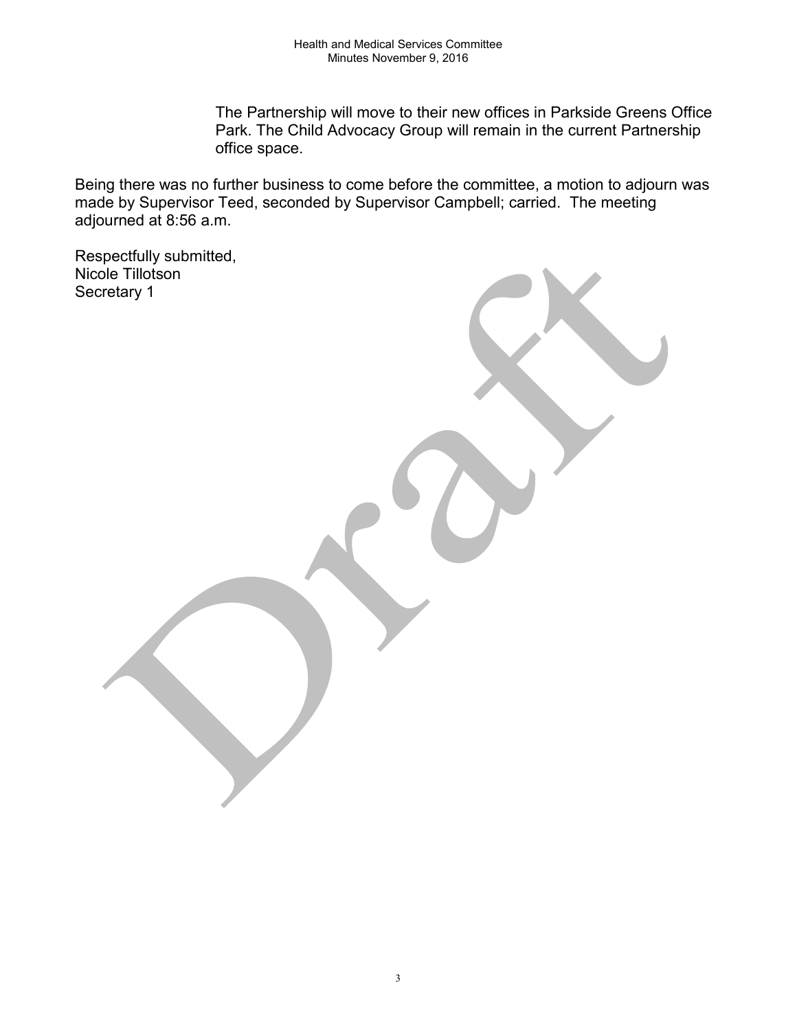The Partnership will move to their new offices in Parkside Greens Office Park. The Child Advocacy Group will remain in the current Partnership office space.

Being there was no further business to come before the committee, a motion to adjourn was made by Supervisor Teed, seconded by Supervisor Campbell; carried. The meeting adjourned at 8:56 a.m.

Respectfully submitted,
Nicole Tillotson
Secretary 1